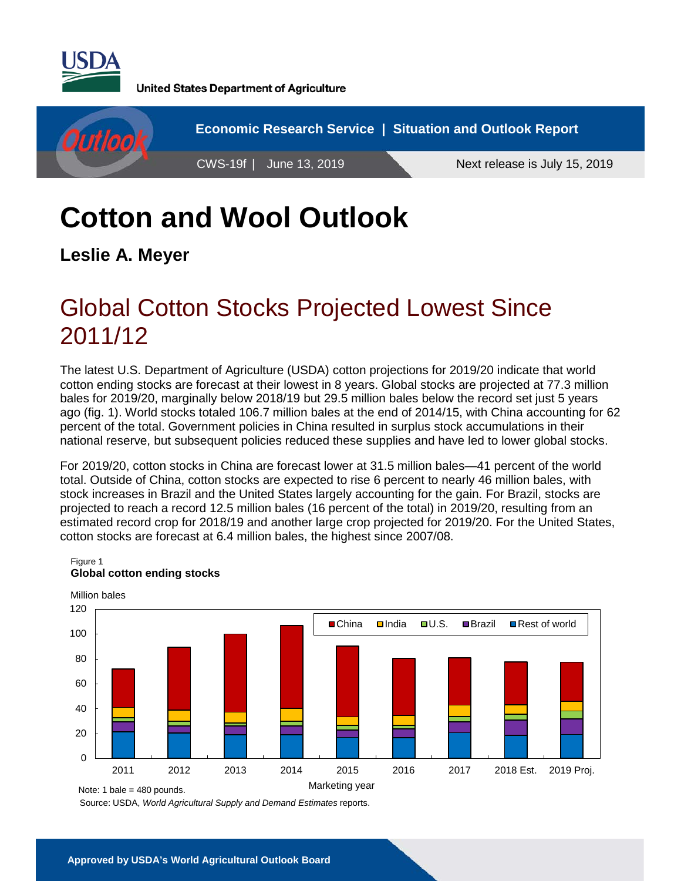United States Department of Agriculture

Economic Research Service | Situation and Outlook Report

CWS-19f | June 13, 2019

Next release is July 15, 2019

# Cotton and Wool Outlook

**Leslie A. Meyer**

## Global Cotton Stocks Projected Lowest Since 2011/12

The latest U.S. Department of Agriculture (USDA) cotton projections for 2019/20 indicate that world cotton ending stocks are forecast at their lowest in 8 years. Global stocks are projected at 77.3 million bales for 2019/20, marginally below 2018/19 but 29.5 million bales below the record set just 5 years ago (fig. 1). World stocks totaled 106.7 million bales at the end of 2014/15, with China accounting for 62 percent of the total. Government policies in China resulted in surplus stock accumulations in their national reserve, but subsequent policies reduced these supplies and have led to lower global stocks.

For 2019/20, cotton stocks in China are forecast lower at 31.5 million bales—41 percent of the world total. Outside of China, cotton stocks are expected to rise 6 percent to nearly 46 million bales, with stock increases in Brazil and the United States largely accounting for the gain. For Brazil, stocks are projected to reach a record 12.5 million bales (16 percent of the total) in 2019/20, resulting from an estimated record crop for 2018/19 and another large crop projected for 2019/20. For the United States, cotton stocks are forecast at 6.4 million bales, the highest since 2007/08.

Figure 1
**Global cotton ending stocks**

Million bales

Legend: China, India, U.S., Brazil, Rest of world

Marketing year: 2011, 2012, 2013, 2014, 2015, 2016, 2017, 2018 Est., 2019 Proj.

Note: 1 bale = 480 pounds.

Source: USDA, *World Agricultural Supply and Demand Estimates* reports.

**Approved by USDA's World Agricultural Outlook Board**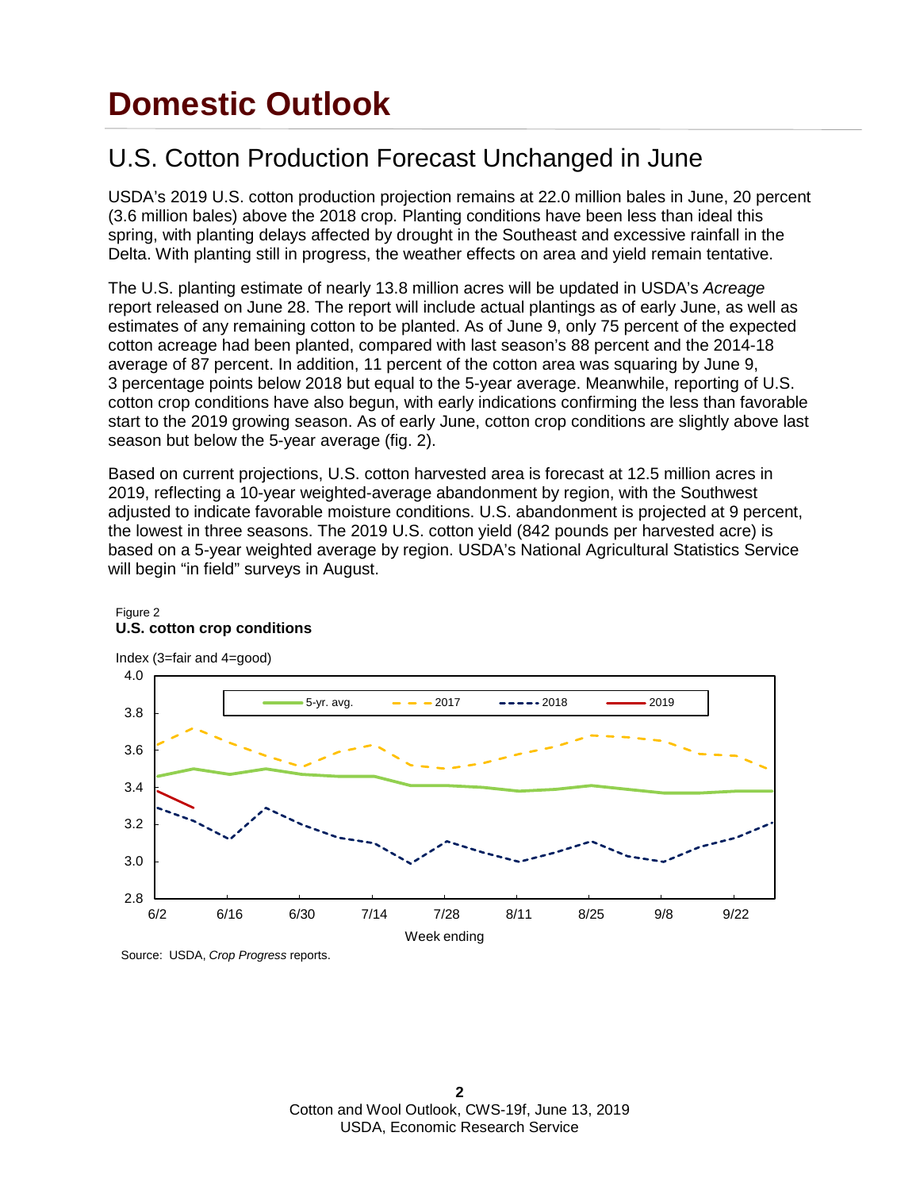# Domestic Outlook

## U.S. Cotton Production Forecast Unchanged in June

USDA's 2019 U.S. cotton production projection remains at 22.0 million bales in June, 20 percent (3.6 million bales) above the 2018 crop. Planting conditions have been less than ideal this spring, with planting delays affected by drought in the Southeast and excessive rainfall in the Delta. With planting still in progress, the weather effects on area and yield remain tentative.

The U.S. planting estimate of nearly 13.8 million acres will be updated in USDA's *Acreage* report released on June 28. The report will include actual plantings as of early June, as well as estimates of any remaining cotton to be planted. As of June 9, only 75 percent of the expected cotton acreage had been planted, compared with last season's 88 percent and the 2014-18 average of 87 percent. In addition, 11 percent of the cotton area was squaring by June 9, 3 percentage points below 2018 but equal to the 5-year average. Meanwhile, reporting of U.S. cotton crop conditions have also begun, with early indications confirming the less than favorable start to the 2019 growing season. As of early June, cotton crop conditions are slightly above last season but below the 5-year average (fig. 2).

Based on current projections, U.S. cotton harvested area is forecast at 12.5 million acres in 2019, reflecting a 10-year weighted-average abandonment by region, with the Southwest adjusted to indicate favorable moisture conditions. U.S. abandonment is projected at 9 percent, the lowest in three seasons. The 2019 U.S. cotton yield (842 pounds per harvested acre) is based on a 5-year weighted average by region. USDA's National Agricultural Statistics Service will begin "in field" surveys in August.

Figure 2
**U.S. cotton crop conditions**

Source: USDA, *Crop Progress* reports.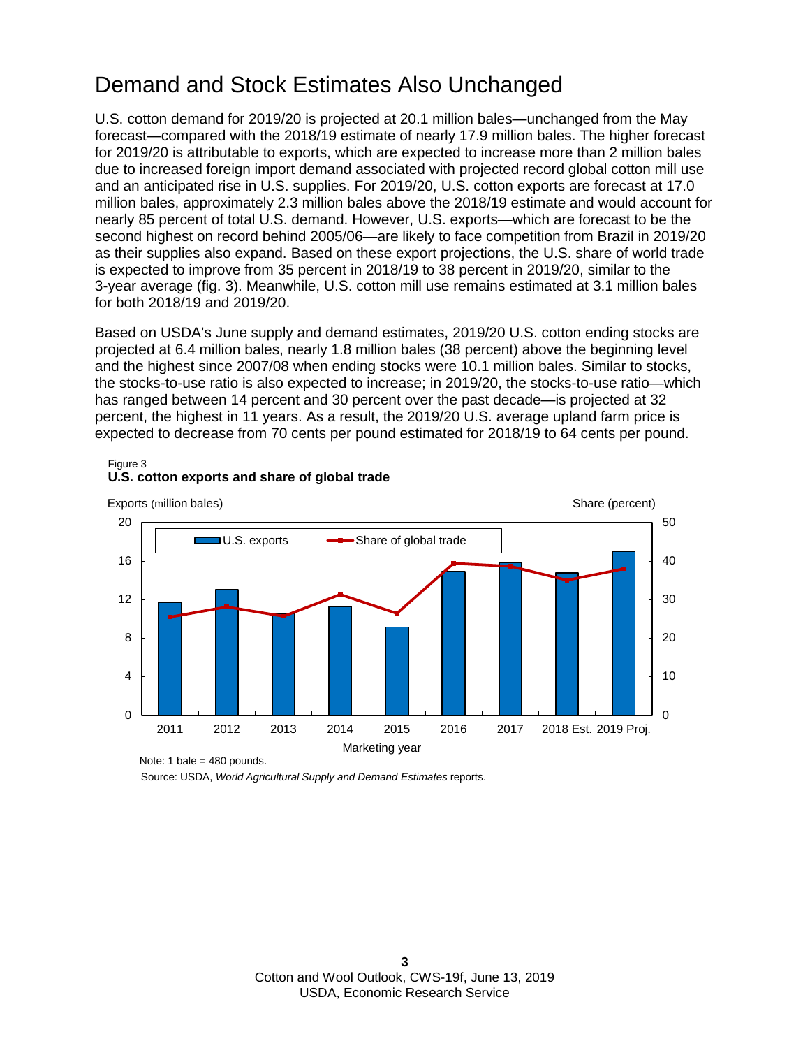## Demand and Stock Estimates Also Unchanged

U.S. cotton demand for 2019/20 is projected at 20.1 million bales—unchanged from the May forecast—compared with the 2018/19 estimate of nearly 17.9 million bales. The higher forecast for 2019/20 is attributable to exports, which are expected to increase more than 2 million bales due to increased foreign import demand associated with projected record global cotton mill use and an anticipated rise in U.S. supplies. For 2019/20, U.S. cotton exports are forecast at 17.0 million bales, approximately 2.3 million bales above the 2018/19 estimate and would account for nearly 85 percent of total U.S. demand. However, U.S. exports—which are forecast to be the second highest on record behind 2005/06—are likely to face competition from Brazil in 2019/20 as their supplies also expand. Based on these export projections, the U.S. share of world trade is expected to improve from 35 percent in 2018/19 to 38 percent in 2019/20, similar to the 3-year average (fig. 3). Meanwhile, U.S. cotton mill use remains estimated at 3.1 million bales for both 2018/19 and 2019/20.

Based on USDA's June supply and demand estimates, 2019/20 U.S. cotton ending stocks are projected at 6.4 million bales, nearly 1.8 million bales (38 percent) above the beginning level and the highest since 2007/08 when ending stocks were 10.1 million bales. Similar to stocks, the stocks-to-use ratio is also expected to increase; in 2019/20, the stocks-to-use ratio—which has ranged between 14 percent and 30 percent over the past decade—is projected at 32 percent, the highest in 11 years. As a result, the 2019/20 U.S. average upland farm price is expected to decrease from 70 cents per pound estimated for 2018/19 to 64 cents per pound.

Figure 3
**U.S. cotton exports and share of global trade**

Note: 1 bale = 480 pounds.

Source: USDA, *World Agricultural Supply and Demand Estimates* reports.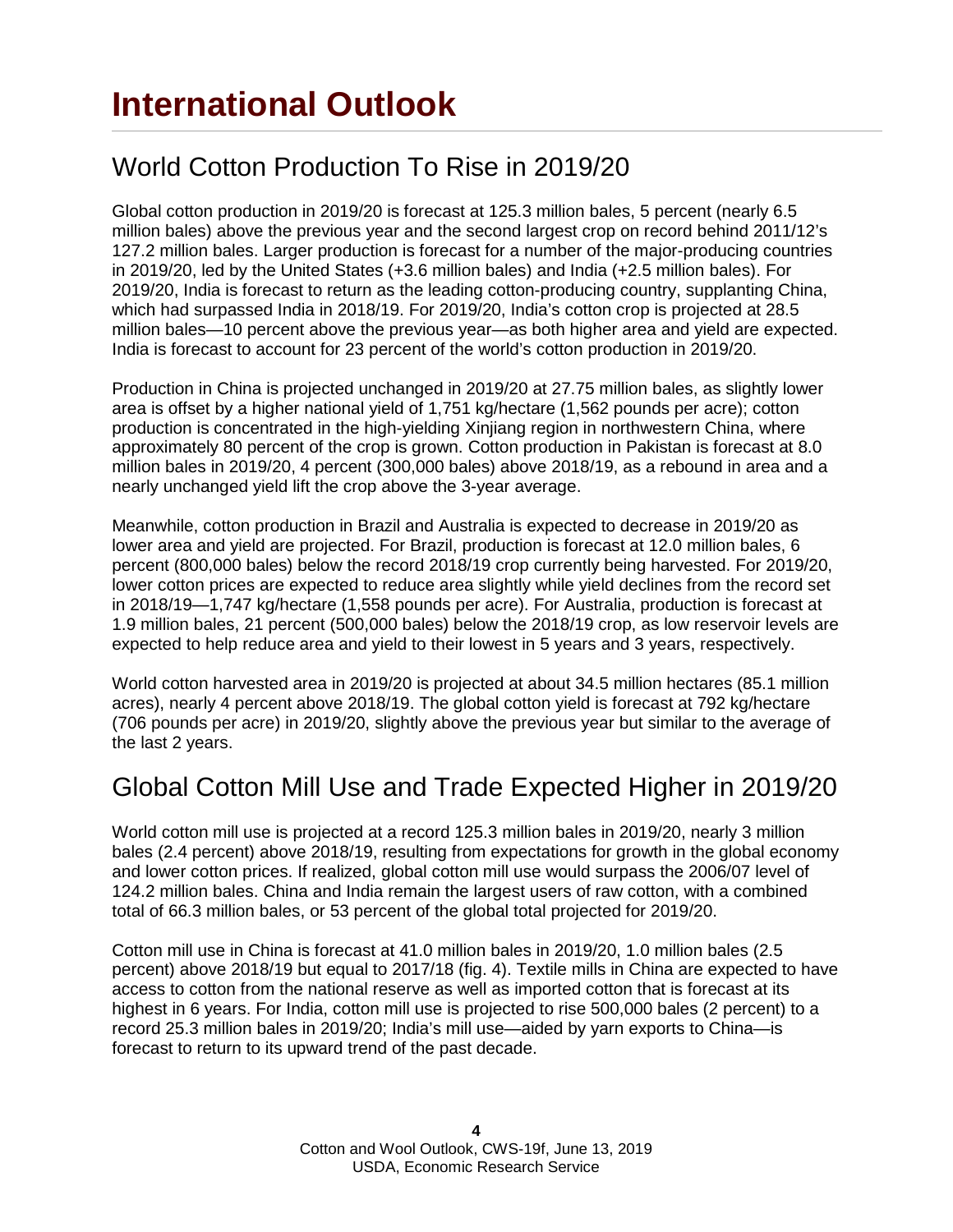# International Outlook

## World Cotton Production To Rise in 2019/20

Global cotton production in 2019/20 is forecast at 125.3 million bales, 5 percent (nearly 6.5 million bales) above the previous year and the second largest crop on record behind 2011/12's 127.2 million bales. Larger production is forecast for a number of the major-producing countries in 2019/20, led by the United States (+3.6 million bales) and India (+2.5 million bales). For 2019/20, India is forecast to return as the leading cotton-producing country, supplanting China, which had surpassed India in 2018/19. For 2019/20, India's cotton crop is projected at 28.5 million bales—10 percent above the previous year—as both higher area and yield are expected. India is forecast to account for 23 percent of the world's cotton production in 2019/20.

Production in China is projected unchanged in 2019/20 at 27.75 million bales, as slightly lower area is offset by a higher national yield of 1,751 kg/hectare (1,562 pounds per acre); cotton production is concentrated in the high-yielding Xinjiang region in northwestern China, where approximately 80 percent of the crop is grown. Cotton production in Pakistan is forecast at 8.0 million bales in 2019/20, 4 percent (300,000 bales) above 2018/19, as a rebound in area and a nearly unchanged yield lift the crop above the 3-year average.

Meanwhile, cotton production in Brazil and Australia is expected to decrease in 2019/20 as lower area and yield are projected. For Brazil, production is forecast at 12.0 million bales, 6 percent (800,000 bales) below the record 2018/19 crop currently being harvested. For 2019/20, lower cotton prices are expected to reduce area slightly while yield declines from the record set in 2018/19—1,747 kg/hectare (1,558 pounds per acre). For Australia, production is forecast at 1.9 million bales, 21 percent (500,000 bales) below the 2018/19 crop, as low reservoir levels are expected to help reduce area and yield to their lowest in 5 years and 3 years, respectively.

World cotton harvested area in 2019/20 is projected at about 34.5 million hectares (85.1 million acres), nearly 4 percent above 2018/19. The global cotton yield is forecast at 792 kg/hectare (706 pounds per acre) in 2019/20, slightly above the previous year but similar to the average of the last 2 years.

## Global Cotton Mill Use and Trade Expected Higher in 2019/20

World cotton mill use is projected at a record 125.3 million bales in 2019/20, nearly 3 million bales (2.4 percent) above 2018/19, resulting from expectations for growth in the global economy and lower cotton prices. If realized, global cotton mill use would surpass the 2006/07 level of 124.2 million bales. China and India remain the largest users of raw cotton, with a combined total of 66.3 million bales, or 53 percent of the global total projected for 2019/20.

Cotton mill use in China is forecast at 41.0 million bales in 2019/20, 1.0 million bales (2.5 percent) above 2018/19 but equal to 2017/18 (fig. 4). Textile mills in China are expected to have access to cotton from the national reserve as well as imported cotton that is forecast at its highest in 6 years. For India, cotton mill use is projected to rise 500,000 bales (2 percent) to a record 25.3 million bales in 2019/20; India's mill use—aided by yarn exports to China—is forecast to return to its upward trend of the past decade.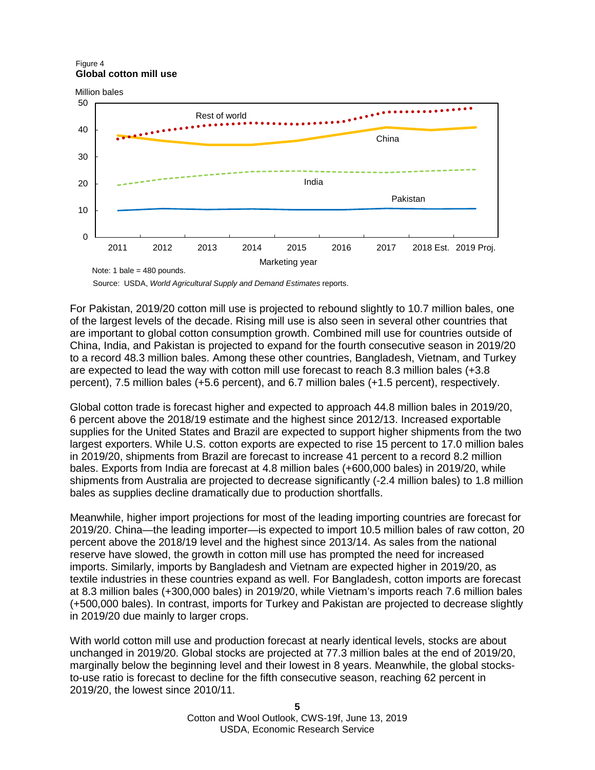Figure 4
**Global cotton mill use**

Note: 1 bale = 480 pounds.

Source: USDA, *World Agricultural Supply and Demand Estimates* reports.

For Pakistan, 2019/20 cotton mill use is projected to rebound slightly to 10.7 million bales, one of the largest levels of the decade. Rising mill use is also seen in several other countries that are important to global cotton consumption growth. Combined mill use for countries outside of China, India, and Pakistan is projected to expand for the fourth consecutive season in 2019/20 to a record 48.3 million bales. Among these other countries, Bangladesh, Vietnam, and Turkey are expected to lead the way with cotton mill use forecast to reach 8.3 million bales (+3.8 percent), 7.5 million bales (+5.6 percent), and 6.7 million bales (+1.5 percent), respectively.

Global cotton trade is forecast higher and expected to approach 44.8 million bales in 2019/20, 6 percent above the 2018/19 estimate and the highest since 2012/13. Increased exportable supplies for the United States and Brazil are expected to support higher shipments from the two largest exporters. While U.S. cotton exports are expected to rise 15 percent to 17.0 million bales in 2019/20, shipments from Brazil are forecast to increase 41 percent to a record 8.2 million bales. Exports from India are forecast at 4.8 million bales (+600,000 bales) in 2019/20, while shipments from Australia are projected to decrease significantly (-2.4 million bales) to 1.8 million bales as supplies decline dramatically due to production shortfalls.

Meanwhile, higher import projections for most of the leading importing countries are forecast for 2019/20. China—the leading importer—is expected to import 10.5 million bales of raw cotton, 20 percent above the 2018/19 level and the highest since 2013/14. As sales from the national reserve have slowed, the growth in cotton mill use has prompted the need for increased imports. Similarly, imports by Bangladesh and Vietnam are expected higher in 2019/20, as textile industries in these countries expand as well. For Bangladesh, cotton imports are forecast at 8.3 million bales (+300,000 bales) in 2019/20, while Vietnam's imports reach 7.6 million bales (+500,000 bales). In contrast, imports for Turkey and Pakistan are projected to decrease slightly in 2019/20 due mainly to larger crops.

With world cotton mill use and production forecast at nearly identical levels, stocks are about unchanged in 2019/20. Global stocks are projected at 77.3 million bales at the end of 2019/20, marginally below the beginning level and their lowest in 8 years. Meanwhile, the global stocks-to-use ratio is forecast to decline for the fifth consecutive season, reaching 62 percent in 2019/20, the lowest since 2010/11.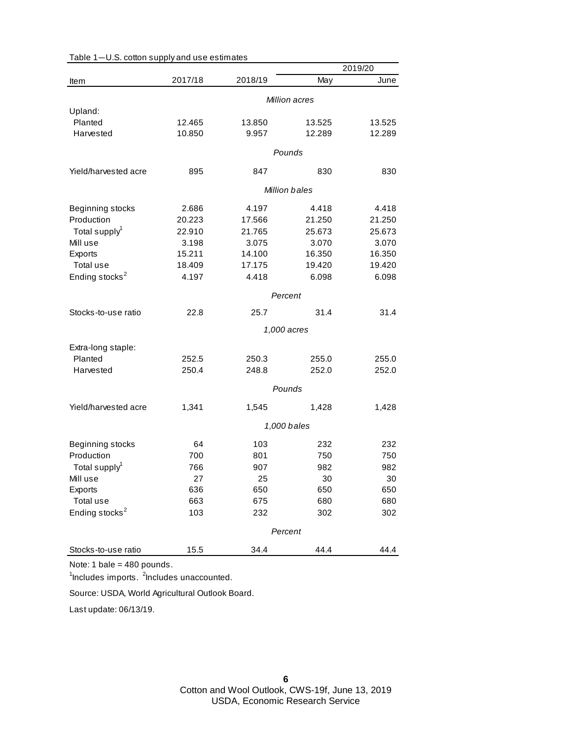Table 1—U.S. cotton supply and use estimates

| Item | 2017/18 | 2018/19 | 2019/20 May | 2019/20 June |
|---|---|---|---|---|
| | | *Million acres* | | |
| Upland: | | | | |
| Planted | 12.465 | 13.850 | 13.525 | 13.525 |
| Harvested | 10.850 | 9.957 | 12.289 | 12.289 |
| | | *Pounds* | | |
| Yield/harvested acre | 895 | 847 | 830 | 830 |
| | | *Million bales* | | |
| Beginning stocks | 2.686 | 4.197 | 4.418 | 4.418 |
| Production | 20.223 | 17.566 | 21.250 | 21.250 |
| Total supply[1] | 22.910 | 21.765 | 25.673 | 25.673 |
| Mill use | 3.198 | 3.075 | 3.070 | 3.070 |
| Exports | 15.211 | 14.100 | 16.350 | 16.350 |
| Total use | 18.409 | 17.175 | 19.420 | 19.420 |
| Ending stocks[2] | 4.197 | 4.418 | 6.098 | 6.098 |
| | | *Percent* | | |
| Stocks-to-use ratio | 22.8 | 25.7 | 31.4 | 31.4 |
| | | *1,000 acres* | | |
| Extra-long staple: | | | | |
| Planted | 252.5 | 250.3 | 255.0 | 255.0 |
| Harvested | 250.4 | 248.8 | 252.0 | 252.0 |
| | | *Pounds* | | |
| Yield/harvested acre | 1,341 | 1,545 | 1,428 | 1,428 |
| | | *1,000 bales* | | |
| Beginning stocks | 64 | 103 | 232 | 232 |
| Production | 700 | 801 | 750 | 750 |
| Total supply[1] | 766 | 907 | 982 | 982 |
| Mill use | 27 | 25 | 30 | 30 |
| Exports | 636 | 650 | 650 | 650 |
| Total use | 663 | 675 | 680 | 680 |
| Ending stocks[2] | 103 | 232 | 302 | 302 |
| | | *Percent* | | |
| Stocks-to-use ratio | 15.5 | 34.4 | 44.4 | 44.4 |

Note: 1 bale = 480 pounds.

[1]Includes imports. [2]Includes unaccounted.

Source: USDA, World Agricultural Outlook Board.

Last update: 06/13/19.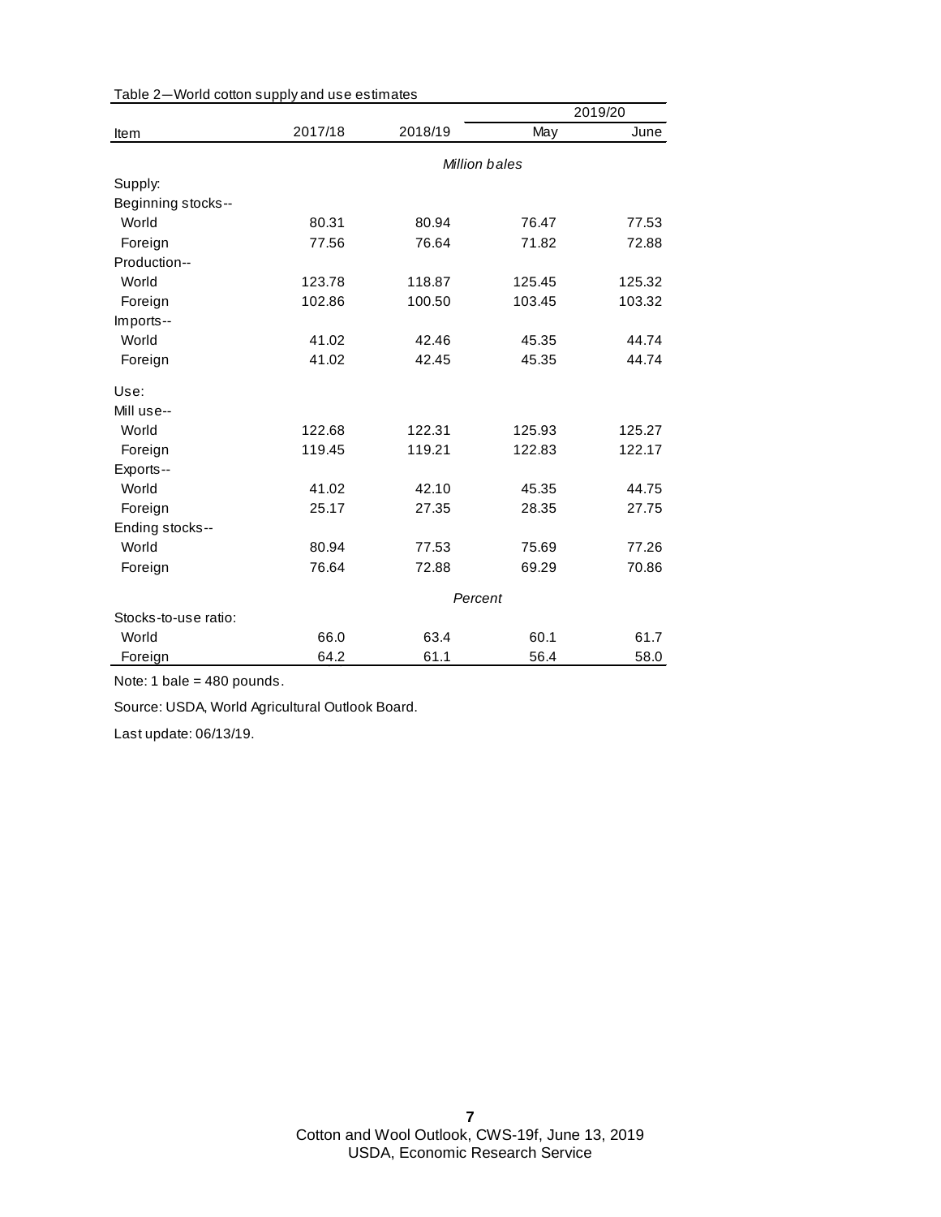Table 2—World cotton supply and use estimates

| Item | 2017/18 | 2018/19 | 2019/20 May | 2019/20 June |
|---|---|---|---|---|
| | *Million bales* | | | |
| Supply: | | | | |
| Beginning stocks-- | | | | |
| World | 80.31 | 80.94 | 76.47 | 77.53 |
| Foreign | 77.56 | 76.64 | 71.82 | 72.88 |
| Production-- | | | | |
| World | 123.78 | 118.87 | 125.45 | 125.32 |
| Foreign | 102.86 | 100.50 | 103.45 | 103.32 |
| Imports-- | | | | |
| World | 41.02 | 42.46 | 45.35 | 44.74 |
| Foreign | 41.02 | 42.45 | 45.35 | 44.74 |
| Use: | | | | |
| Mill use-- | | | | |
| World | 122.68 | 122.31 | 125.93 | 125.27 |
| Foreign | 119.45 | 119.21 | 122.83 | 122.17 |
| Exports-- | | | | |
| World | 41.02 | 42.10 | 45.35 | 44.75 |
| Foreign | 25.17 | 27.35 | 28.35 | 27.75 |
| Ending stocks-- | | | | |
| World | 80.94 | 77.53 | 75.69 | 77.26 |
| Foreign | 76.64 | 72.88 | 69.29 | 70.86 |
| | *Percent* | | | |
| Stocks-to-use ratio: | | | | |
| World | 66.0 | 63.4 | 60.1 | 61.7 |
| Foreign | 64.2 | 61.1 | 56.4 | 58.0 |

Note: 1 bale = 480 pounds.

Source: USDA, World Agricultural Outlook Board.

Last update: 06/13/19.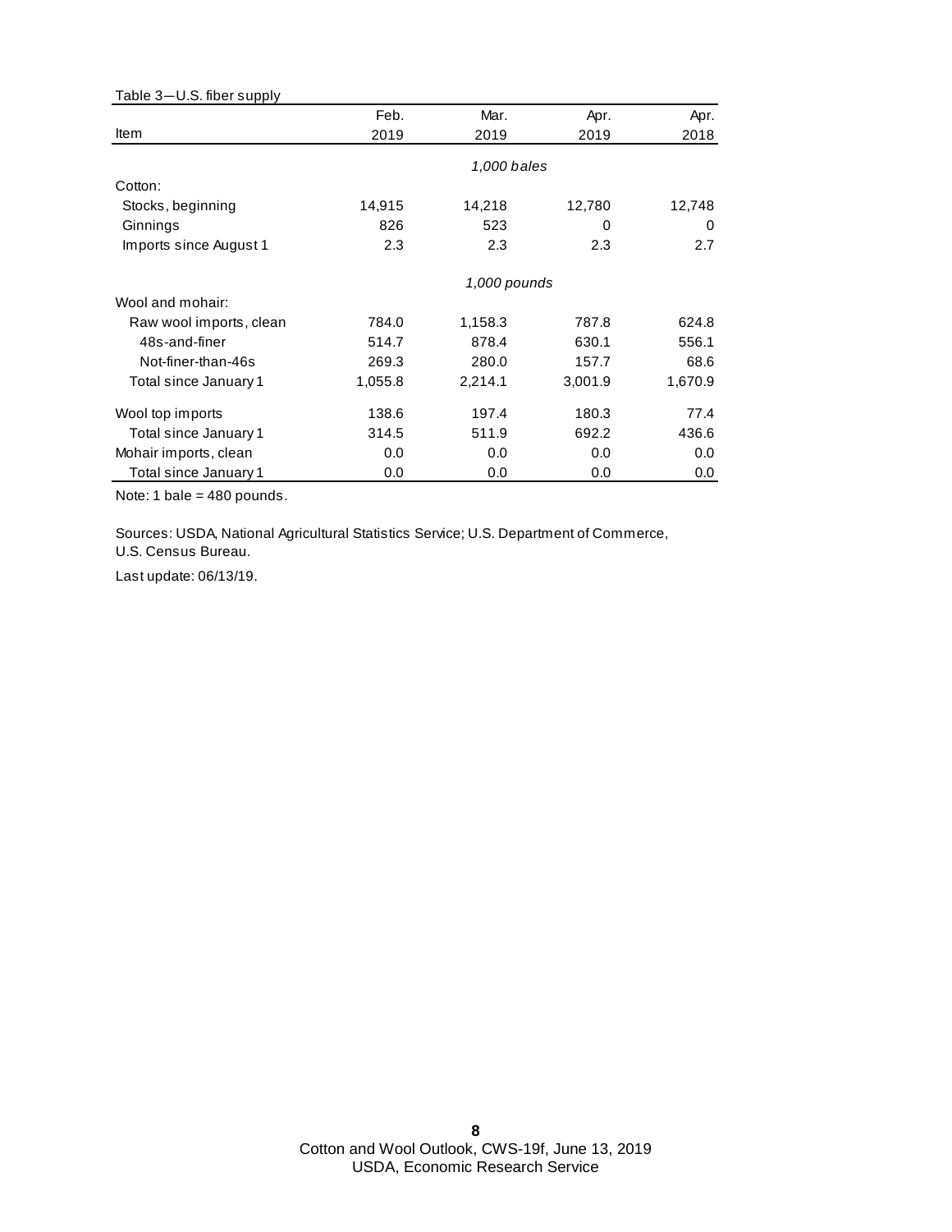Table 3—U.S. fiber supply

| Item | Feb. 2019 | Mar. 2019 | Apr. 2019 | Apr. 2018 |
|---|---|---|---|---|
| | *1,000 bales* | | | |
| Cotton: | | | | |
| Stocks, beginning | 14,915 | 14,218 | 12,780 | 12,748 |
| Ginnings | 826 | 523 | 0 | 0 |
| Imports since August 1 | 2.3 | 2.3 | 2.3 | 2.7 |
| | *1,000 pounds* | | | |
| Wool and mohair: | | | | |
| Raw wool imports, clean | 784.0 | 1,158.3 | 787.8 | 624.8 |
| 48s-and-finer | 514.7 | 878.4 | 630.1 | 556.1 |
| Not-finer-than-46s | 269.3 | 280.0 | 157.7 | 68.6 |
| Total since January 1 | 1,055.8 | 2,214.1 | 3,001.9 | 1,670.9 |
| Wool top imports | 138.6 | 197.4 | 180.3 | 77.4 |
| Total since January 1 | 314.5 | 511.9 | 692.2 | 436.6 |
| Mohair imports, clean | 0.0 | 0.0 | 0.0 | 0.0 |
| Total since January 1 | 0.0 | 0.0 | 0.0 | 0.0 |

Note: 1 bale = 480 pounds.

Sources: USDA, National Agricultural Statistics Service; U.S. Department of Commerce, U.S. Census Bureau.

Last update: 06/13/19.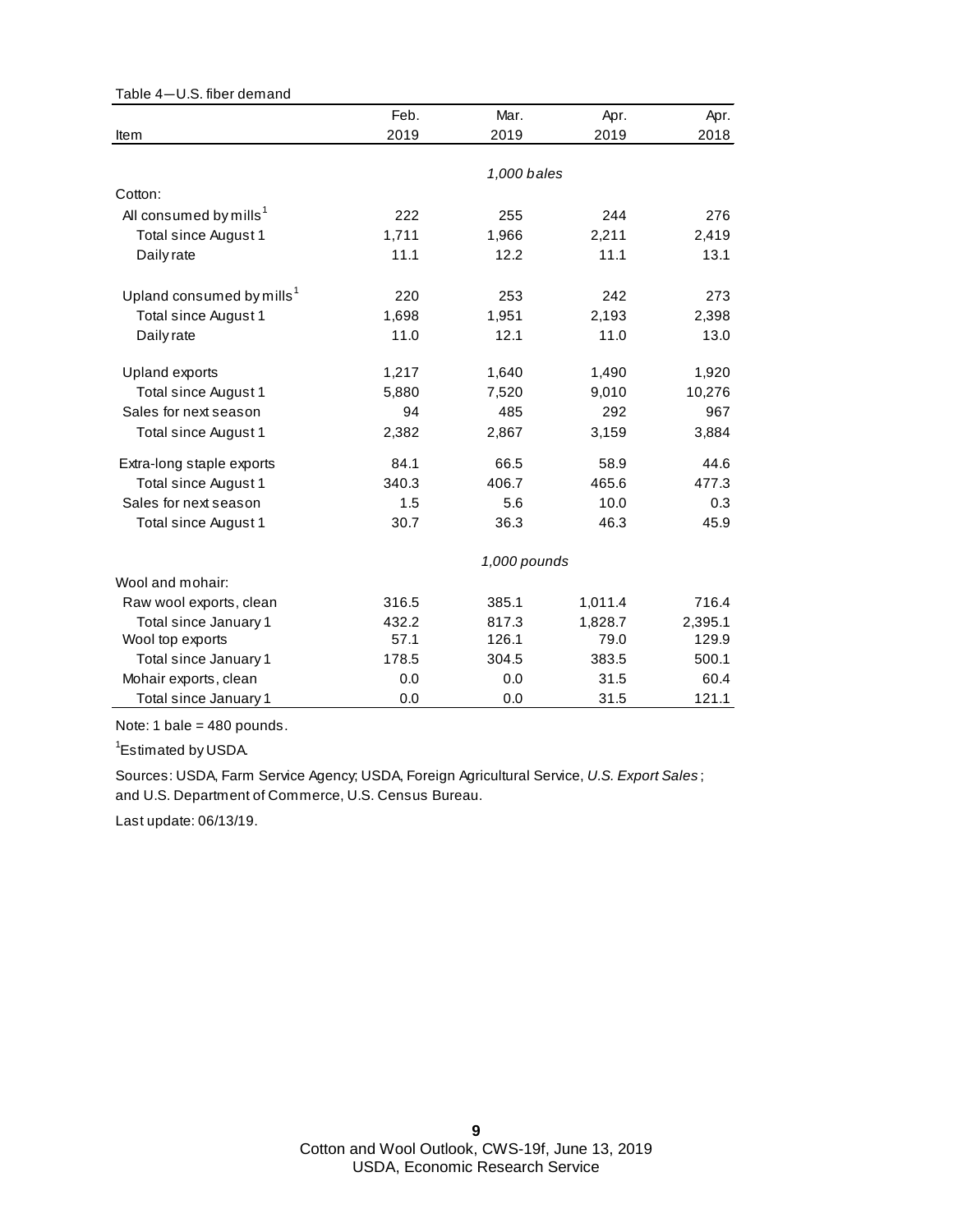Table 4—U.S. fiber demand

| Item | Feb. 2019 | Mar. 2019 | Apr. 2019 | Apr. 2018 |
|---|---|---|---|---|
| | *1,000 bales* | | | |
| Cotton: | | | | |
| All consumed by mills[1] | 222 | 255 | 244 | 276 |
| Total since August 1 | 1,711 | 1,966 | 2,211 | 2,419 |
| Daily rate | 11.1 | 12.2 | 11.1 | 13.1 |
| Upland consumed by mills[1] | 220 | 253 | 242 | 273 |
| Total since August 1 | 1,698 | 1,951 | 2,193 | 2,398 |
| Daily rate | 11.0 | 12.1 | 11.0 | 13.0 |
| Upland exports | 1,217 | 1,640 | 1,490 | 1,920 |
| Total since August 1 | 5,880 | 7,520 | 9,010 | 10,276 |
| Sales for next season | 94 | 485 | 292 | 967 |
| Total since August 1 | 2,382 | 2,867 | 3,159 | 3,884 |
| Extra-long staple exports | 84.1 | 66.5 | 58.9 | 44.6 |
| Total since August 1 | 340.3 | 406.7 | 465.6 | 477.3 |
| Sales for next season | 1.5 | 5.6 | 10.0 | 0.3 |
| Total since August 1 | 30.7 | 36.3 | 46.3 | 45.9 |
| | *1,000 pounds* | | | |
| Wool and mohair: | | | | |
| Raw wool exports, clean | 316.5 | 385.1 | 1,011.4 | 716.4 |
| Total since January 1 | 432.2 | 817.3 | 1,828.7 | 2,395.1 |
| Wool top exports | 57.1 | 126.1 | 79.0 | 129.9 |
| Total since January 1 | 178.5 | 304.5 | 383.5 | 500.1 |
| Mohair exports, clean | 0.0 | 0.0 | 31.5 | 60.4 |
| Total since January 1 | 0.0 | 0.0 | 31.5 | 121.1 |

Note: 1 bale = 480 pounds.

[1]Estimated by USDA.

Sources: USDA, Farm Service Agency; USDA, Foreign Agricultural Service, *U.S. Export Sales*; and U.S. Department of Commerce, U.S. Census Bureau.

Last update: 06/13/19.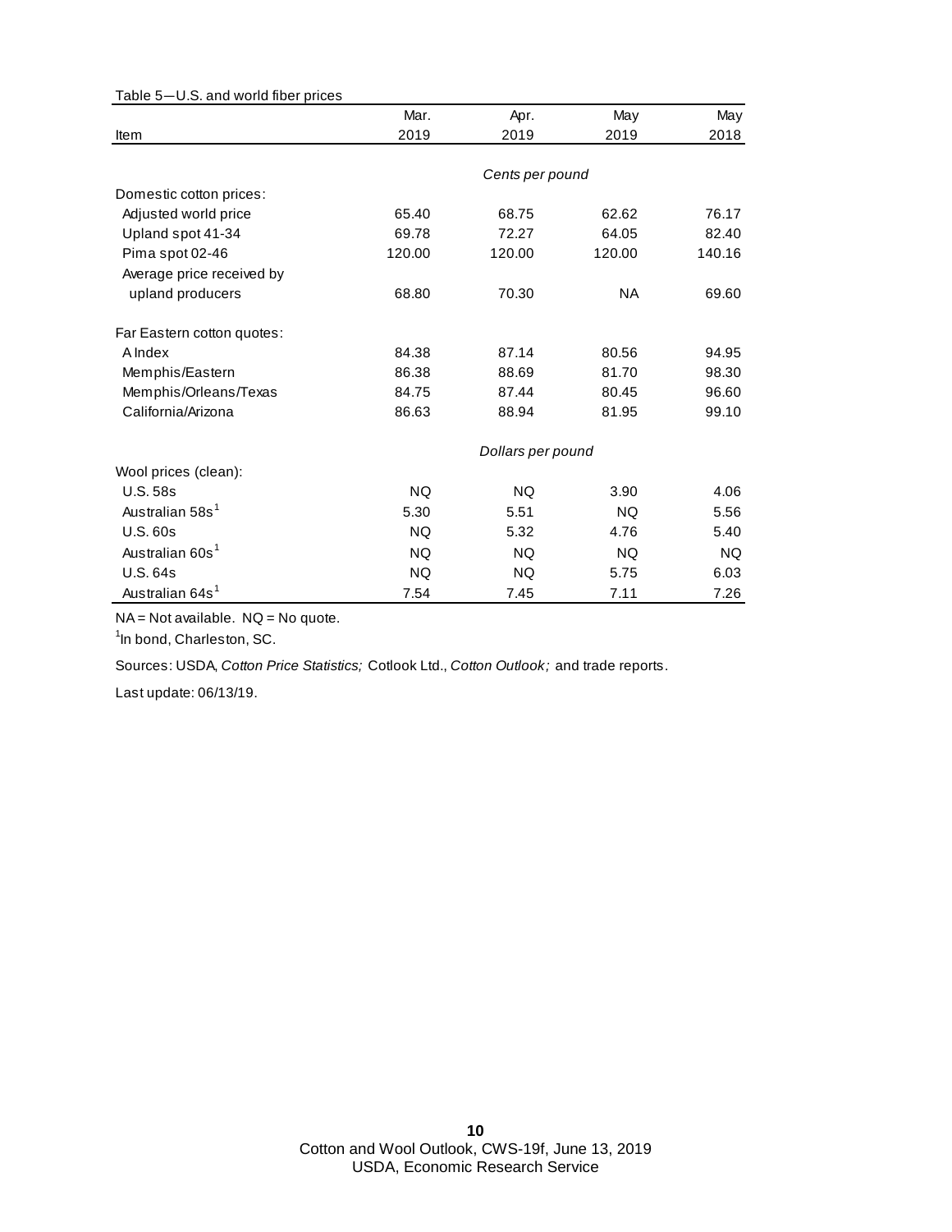Table 5—U.S. and world fiber prices

| Item | Mar. 2019 | Apr. 2019 | May 2019 | May 2018 |
|---|---|---|---|---|
| | *Cents per pound* | | | |
| Domestic cotton prices: | | | | |
| Adjusted world price | 65.40 | 68.75 | 62.62 | 76.17 |
| Upland spot 41-34 | 69.78 | 72.27 | 64.05 | 82.40 |
| Pima spot 02-46 | 120.00 | 120.00 | 120.00 | 140.16 |
| Average price received by upland producers | 68.80 | 70.30 | NA | 69.60 |
| Far Eastern cotton quotes: | | | | |
| A Index | 84.38 | 87.14 | 80.56 | 94.95 |
| Memphis/Eastern | 86.38 | 88.69 | 81.70 | 98.30 |
| Memphis/Orleans/Texas | 84.75 | 87.44 | 80.45 | 96.60 |
| California/Arizona | 86.63 | 88.94 | 81.95 | 99.10 |
| | *Dollars per pound* | | | |
| Wool prices (clean): | | | | |
| U.S. 58s | NQ | NQ | 3.90 | 4.06 |
| Australian 58s[1] | 5.30 | 5.51 | NQ | 5.56 |
| U.S. 60s | NQ | 5.32 | 4.76 | 5.40 |
| Australian 60s[1] | NQ | NQ | NQ | NQ |
| U.S. 64s | NQ | NQ | 5.75 | 6.03 |
| Australian 64s[1] | 7.54 | 7.45 | 7.11 | 7.26 |

NA = Not available. NQ = No quote.

[1]In bond, Charleston, SC.

Sources: USDA, *Cotton Price Statistics;* Cotlook Ltd., *Cotton Outlook;* and trade reports.

Last update: 06/13/19.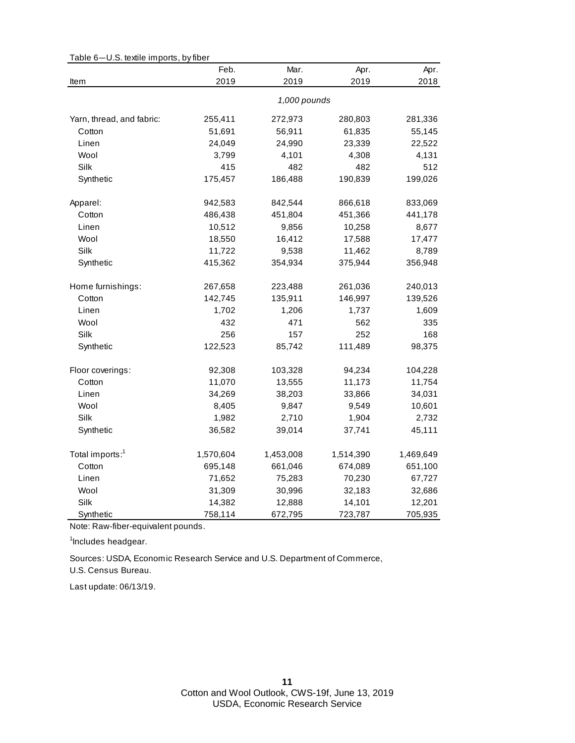Table 6—U.S. textile imports, by fiber

| Item | Feb. 2019 | Mar. 2019 | Apr. 2019 | Apr. 2018 |
|---|---|---|---|---|
| | *1,000 pounds* | | | |
| Yarn, thread, and fabric: | 255,411 | 272,973 | 280,803 | 281,336 |
| Cotton | 51,691 | 56,911 | 61,835 | 55,145 |
| Linen | 24,049 | 24,990 | 23,339 | 22,522 |
| Wool | 3,799 | 4,101 | 4,308 | 4,131 |
| Silk | 415 | 482 | 482 | 512 |
| Synthetic | 175,457 | 186,488 | 190,839 | 199,026 |
| Apparel: | 942,583 | 842,544 | 866,618 | 833,069 |
| Cotton | 486,438 | 451,804 | 451,366 | 441,178 |
| Linen | 10,512 | 9,856 | 10,258 | 8,677 |
| Wool | 18,550 | 16,412 | 17,588 | 17,477 |
| Silk | 11,722 | 9,538 | 11,462 | 8,789 |
| Synthetic | 415,362 | 354,934 | 375,944 | 356,948 |
| Home furnishings: | 267,658 | 223,488 | 261,036 | 240,013 |
| Cotton | 142,745 | 135,911 | 146,997 | 139,526 |
| Linen | 1,702 | 1,206 | 1,737 | 1,609 |
| Wool | 432 | 471 | 562 | 335 |
| Silk | 256 | 157 | 252 | 168 |
| Synthetic | 122,523 | 85,742 | 111,489 | 98,375 |
| Floor coverings: | 92,308 | 103,328 | 94,234 | 104,228 |
| Cotton | 11,070 | 13,555 | 11,173 | 11,754 |
| Linen | 34,269 | 38,203 | 33,866 | 34,031 |
| Wool | 8,405 | 9,847 | 9,549 | 10,601 |
| Silk | 1,982 | 2,710 | 1,904 | 2,732 |
| Synthetic | 36,582 | 39,014 | 37,741 | 45,111 |
| Total imports:[1] | 1,570,604 | 1,453,008 | 1,514,390 | 1,469,649 |
| Cotton | 695,148 | 661,046 | 674,089 | 651,100 |
| Linen | 71,652 | 75,283 | 70,230 | 67,727 |
| Wool | 31,309 | 30,996 | 32,183 | 32,686 |
| Silk | 14,382 | 12,888 | 14,101 | 12,201 |
| Synthetic | 758,114 | 672,795 | 723,787 | 705,935 |

Note: Raw-fiber-equivalent pounds.

[1]Includes headgear.

Sources: USDA, Economic Research Service and U.S. Department of Commerce, U.S. Census Bureau.

Last update: 06/13/19.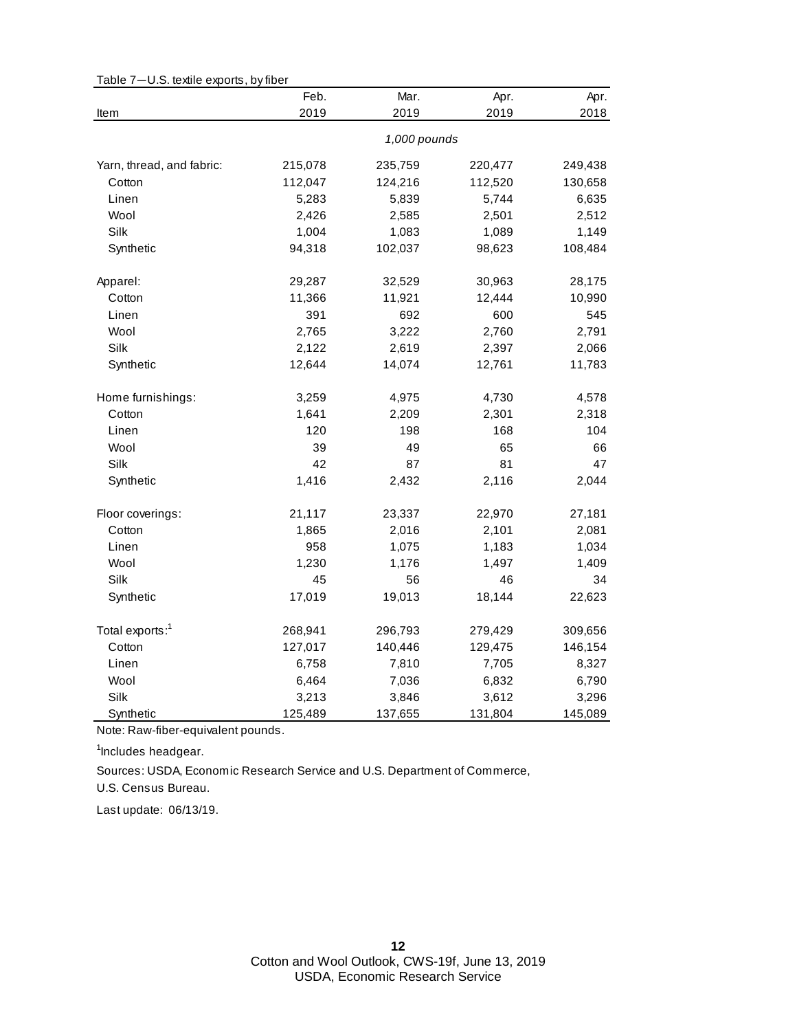Table 7—U.S. textile exports, by fiber

| Item | Feb. 2019 | Mar. 2019 | Apr. 2019 | Apr. 2018 |
|---|---|---|---|---|
| | *1,000 pounds* | | | |
| Yarn, thread, and fabric: | 215,078 | 235,759 | 220,477 | 249,438 |
| Cotton | 112,047 | 124,216 | 112,520 | 130,658 |
| Linen | 5,283 | 5,839 | 5,744 | 6,635 |
| Wool | 2,426 | 2,585 | 2,501 | 2,512 |
| Silk | 1,004 | 1,083 | 1,089 | 1,149 |
| Synthetic | 94,318 | 102,037 | 98,623 | 108,484 |
| Apparel: | 29,287 | 32,529 | 30,963 | 28,175 |
| Cotton | 11,366 | 11,921 | 12,444 | 10,990 |
| Linen | 391 | 692 | 600 | 545 |
| Wool | 2,765 | 3,222 | 2,760 | 2,791 |
| Silk | 2,122 | 2,619 | 2,397 | 2,066 |
| Synthetic | 12,644 | 14,074 | 12,761 | 11,783 |
| Home furnishings: | 3,259 | 4,975 | 4,730 | 4,578 |
| Cotton | 1,641 | 2,209 | 2,301 | 2,318 |
| Linen | 120 | 198 | 168 | 104 |
| Wool | 39 | 49 | 65 | 66 |
| Silk | 42 | 87 | 81 | 47 |
| Synthetic | 1,416 | 2,432 | 2,116 | 2,044 |
| Floor coverings: | 21,117 | 23,337 | 22,970 | 27,181 |
| Cotton | 1,865 | 2,016 | 2,101 | 2,081 |
| Linen | 958 | 1,075 | 1,183 | 1,034 |
| Wool | 1,230 | 1,176 | 1,497 | 1,409 |
| Silk | 45 | 56 | 46 | 34 |
| Synthetic | 17,019 | 19,013 | 18,144 | 22,623 |
| Total exports:[1] | 268,941 | 296,793 | 279,429 | 309,656 |
| Cotton | 127,017 | 140,446 | 129,475 | 146,154 |
| Linen | 6,758 | 7,810 | 7,705 | 8,327 |
| Wool | 6,464 | 7,036 | 6,832 | 6,790 |
| Silk | 3,213 | 3,846 | 3,612 | 3,296 |
| Synthetic | 125,489 | 137,655 | 131,804 | 145,089 |

Note: Raw-fiber-equivalent pounds.

[1]Includes headgear.

Sources: USDA, Economic Research Service and U.S. Department of Commerce, U.S. Census Bureau.

Last update: 06/13/19.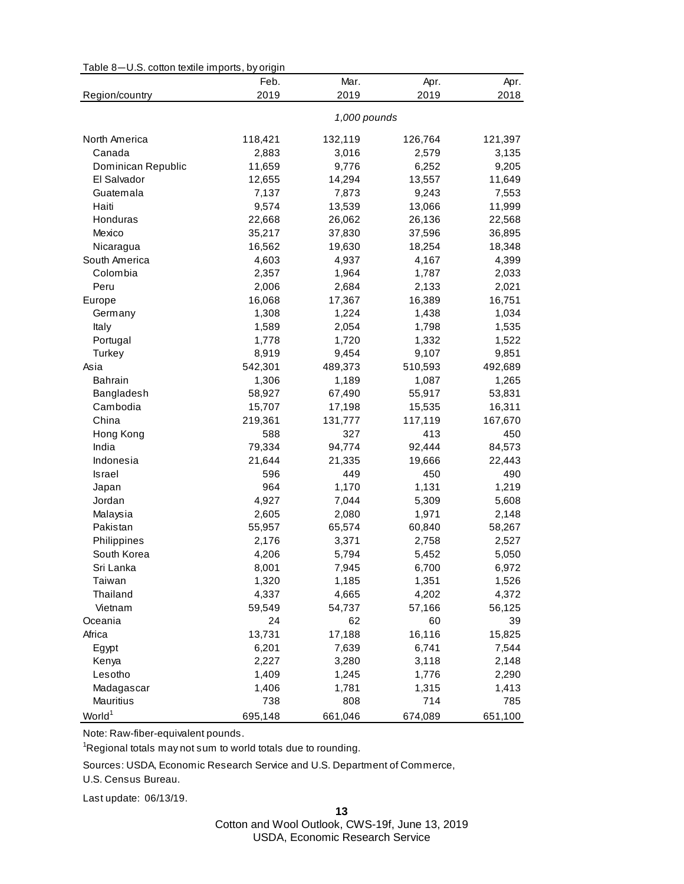Table 8—U.S. cotton textile imports, by origin

| Region/country | Feb. 2019 | Mar. 2019 | Apr. 2019 | Apr. 2018 |
|---|---|---|---|---|
| | *1,000 pounds* | | | |
| North America | 118,421 | 132,119 | 126,764 | 121,397 |
| Canada | 2,883 | 3,016 | 2,579 | 3,135 |
| Dominican Republic | 11,659 | 9,776 | 6,252 | 9,205 |
| El Salvador | 12,655 | 14,294 | 13,557 | 11,649 |
| Guatemala | 7,137 | 7,873 | 9,243 | 7,553 |
| Haiti | 9,574 | 13,539 | 13,066 | 11,999 |
| Honduras | 22,668 | 26,062 | 26,136 | 22,568 |
| Mexico | 35,217 | 37,830 | 37,596 | 36,895 |
| Nicaragua | 16,562 | 19,630 | 18,254 | 18,348 |
| South America | 4,603 | 4,937 | 4,167 | 4,399 |
| Colombia | 2,357 | 1,964 | 1,787 | 2,033 |
| Peru | 2,006 | 2,684 | 2,133 | 2,021 |
| Europe | 16,068 | 17,367 | 16,389 | 16,751 |
| Germany | 1,308 | 1,224 | 1,438 | 1,034 |
| Italy | 1,589 | 2,054 | 1,798 | 1,535 |
| Portugal | 1,778 | 1,720 | 1,332 | 1,522 |
| Turkey | 8,919 | 9,454 | 9,107 | 9,851 |
| Asia | 542,301 | 489,373 | 510,593 | 492,689 |
| Bahrain | 1,306 | 1,189 | 1,087 | 1,265 |
| Bangladesh | 58,927 | 67,490 | 55,917 | 53,831 |
| Cambodia | 15,707 | 17,198 | 15,535 | 16,311 |
| China | 219,361 | 131,777 | 117,119 | 167,670 |
| Hong Kong | 588 | 327 | 413 | 450 |
| India | 79,334 | 94,774 | 92,444 | 84,573 |
| Indonesia | 21,644 | 21,335 | 19,666 | 22,443 |
| Israel | 596 | 449 | 450 | 490 |
| Japan | 964 | 1,170 | 1,131 | 1,219 |
| Jordan | 4,927 | 7,044 | 5,309 | 5,608 |
| Malaysia | 2,605 | 2,080 | 1,971 | 2,148 |
| Pakistan | 55,957 | 65,574 | 60,840 | 58,267 |
| Philippines | 2,176 | 3,371 | 2,758 | 2,527 |
| South Korea | 4,206 | 5,794 | 5,452 | 5,050 |
| Sri Lanka | 8,001 | 7,945 | 6,700 | 6,972 |
| Taiwan | 1,320 | 1,185 | 1,351 | 1,526 |
| Thailand | 4,337 | 4,665 | 4,202 | 4,372 |
| Vietnam | 59,549 | 54,737 | 57,166 | 56,125 |
| Oceania | 24 | 62 | 60 | 39 |
| Africa | 13,731 | 17,188 | 16,116 | 15,825 |
| Egypt | 6,201 | 7,639 | 6,741 | 7,544 |
| Kenya | 2,227 | 3,280 | 3,118 | 2,148 |
| Lesotho | 1,409 | 1,245 | 1,776 | 2,290 |
| Madagascar | 1,406 | 1,781 | 1,315 | 1,413 |
| Mauritius | 738 | 808 | 714 | 785 |
| World[1] | 695,148 | 661,046 | 674,089 | 651,100 |

Note: Raw-fiber-equivalent pounds.

[1]Regional totals may not sum to world totals due to rounding.

Sources: USDA, Economic Research Service and U.S. Department of Commerce, U.S. Census Bureau.

Last update: 06/13/19.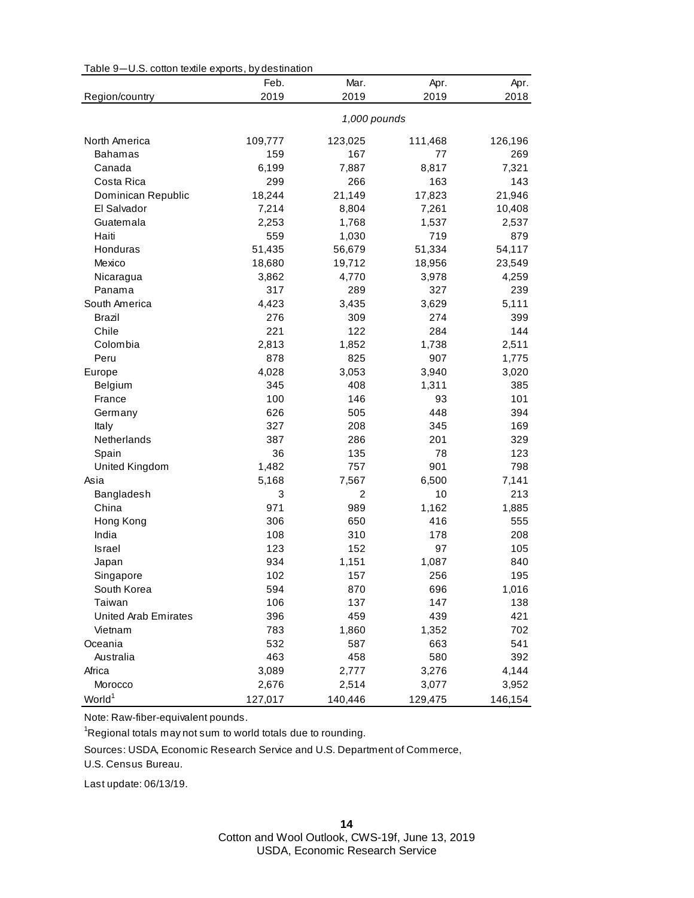Table 9—U.S. cotton textile exports, by destination

| Region/country | Feb. 2019 | Mar. 2019 | Apr. 2019 | Apr. 2018 |
|---|---|---|---|---|
| | *1,000 pounds* | | | |
| North America | 109,777 | 123,025 | 111,468 | 126,196 |
| Bahamas | 159 | 167 | 77 | 269 |
| Canada | 6,199 | 7,887 | 8,817 | 7,321 |
| Costa Rica | 299 | 266 | 163 | 143 |
| Dominican Republic | 18,244 | 21,149 | 17,823 | 21,946 |
| El Salvador | 7,214 | 8,804 | 7,261 | 10,408 |
| Guatemala | 2,253 | 1,768 | 1,537 | 2,537 |
| Haiti | 559 | 1,030 | 719 | 879 |
| Honduras | 51,435 | 56,679 | 51,334 | 54,117 |
| Mexico | 18,680 | 19,712 | 18,956 | 23,549 |
| Nicaragua | 3,862 | 4,770 | 3,978 | 4,259 |
| Panama | 317 | 289 | 327 | 239 |
| South America | 4,423 | 3,435 | 3,629 | 5,111 |
| Brazil | 276 | 309 | 274 | 399 |
| Chile | 221 | 122 | 284 | 144 |
| Colombia | 2,813 | 1,852 | 1,738 | 2,511 |
| Peru | 878 | 825 | 907 | 1,775 |
| Europe | 4,028 | 3,053 | 3,940 | 3,020 |
| Belgium | 345 | 408 | 1,311 | 385 |
| France | 100 | 146 | 93 | 101 |
| Germany | 626 | 505 | 448 | 394 |
| Italy | 327 | 208 | 345 | 169 |
| Netherlands | 387 | 286 | 201 | 329 |
| Spain | 36 | 135 | 78 | 123 |
| United Kingdom | 1,482 | 757 | 901 | 798 |
| Asia | 5,168 | 7,567 | 6,500 | 7,141 |
| Bangladesh | 3 | 2 | 10 | 213 |
| China | 971 | 989 | 1,162 | 1,885 |
| Hong Kong | 306 | 650 | 416 | 555 |
| India | 108 | 310 | 178 | 208 |
| Israel | 123 | 152 | 97 | 105 |
| Japan | 934 | 1,151 | 1,087 | 840 |
| Singapore | 102 | 157 | 256 | 195 |
| South Korea | 594 | 870 | 696 | 1,016 |
| Taiwan | 106 | 137 | 147 | 138 |
| United Arab Emirates | 396 | 459 | 439 | 421 |
| Vietnam | 783 | 1,860 | 1,352 | 702 |
| Oceania | 532 | 587 | 663 | 541 |
| Australia | 463 | 458 | 580 | 392 |
| Africa | 3,089 | 2,777 | 3,276 | 4,144 |
| Morocco | 2,676 | 2,514 | 3,077 | 3,952 |
| World[1] | 127,017 | 140,446 | 129,475 | 146,154 |

Note: Raw-fiber-equivalent pounds.

[1]Regional totals may not sum to world totals due to rounding.

Sources: USDA, Economic Research Service and U.S. Department of Commerce, U.S. Census Bureau.

Last update: 06/13/19.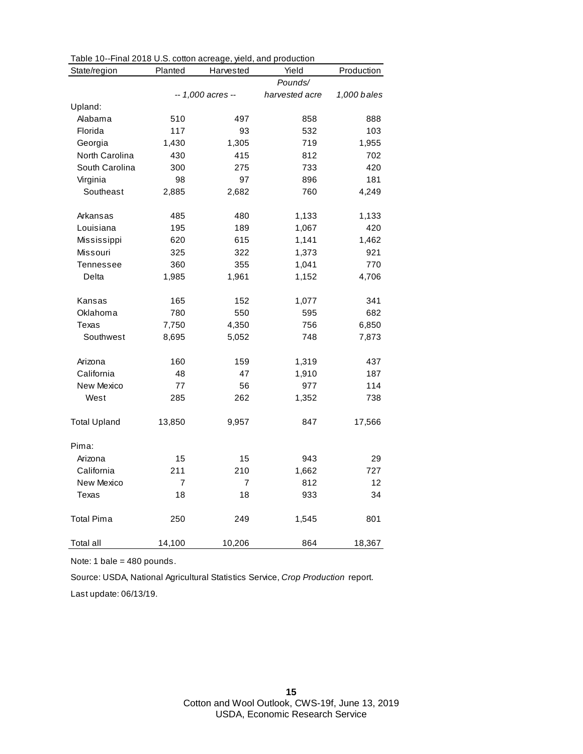Table 10--Final 2018 U.S. cotton acreage, yield, and production

| State/region | Planted | Harvested | Yield | Production |
|---|---|---|---|---|
| | | | *Pounds/* | |
| | *-- 1,000 acres --* | | *harvested acre* | *1,000 bales* |
| Upland: | | | | |
| Alabama | 510 | 497 | 858 | 888 |
| Florida | 117 | 93 | 532 | 103 |
| Georgia | 1,430 | 1,305 | 719 | 1,955 |
| North Carolina | 430 | 415 | 812 | 702 |
| South Carolina | 300 | 275 | 733 | 420 |
| Virginia | 98 | 97 | 896 | 181 |
| Southeast | 2,885 | 2,682 | 760 | 4,249 |
| | | | | |
| Arkansas | 485 | 480 | 1,133 | 1,133 |
| Louisiana | 195 | 189 | 1,067 | 420 |
| Mississippi | 620 | 615 | 1,141 | 1,462 |
| Missouri | 325 | 322 | 1,373 | 921 |
| Tennessee | 360 | 355 | 1,041 | 770 |
| Delta | 1,985 | 1,961 | 1,152 | 4,706 |
| | | | | |
| Kansas | 165 | 152 | 1,077 | 341 |
| Oklahoma | 780 | 550 | 595 | 682 |
| Texas | 7,750 | 4,350 | 756 | 6,850 |
| Southwest | 8,695 | 5,052 | 748 | 7,873 |
| | | | | |
| Arizona | 160 | 159 | 1,319 | 437 |
| California | 48 | 47 | 1,910 | 187 |
| New Mexico | 77 | 56 | 977 | 114 |
| West | 285 | 262 | 1,352 | 738 |
| | | | | |
| Total Upland | 13,850 | 9,957 | 847 | 17,566 |
| | | | | |
| Pima: | | | | |
| Arizona | 15 | 15 | 943 | 29 |
| California | 211 | 210 | 1,662 | 727 |
| New Mexico | 7 | 7 | 812 | 12 |
| Texas | 18 | 18 | 933 | 34 |
| | | | | |
| Total Pima | 250 | 249 | 1,545 | 801 |
| | | | | |
| Total all | 14,100 | 10,206 | 864 | 18,367 |

Note: 1 bale = 480 pounds.

Source: USDA, National Agricultural Statistics Service, *Crop Production* report.

Last update: 06/13/19.